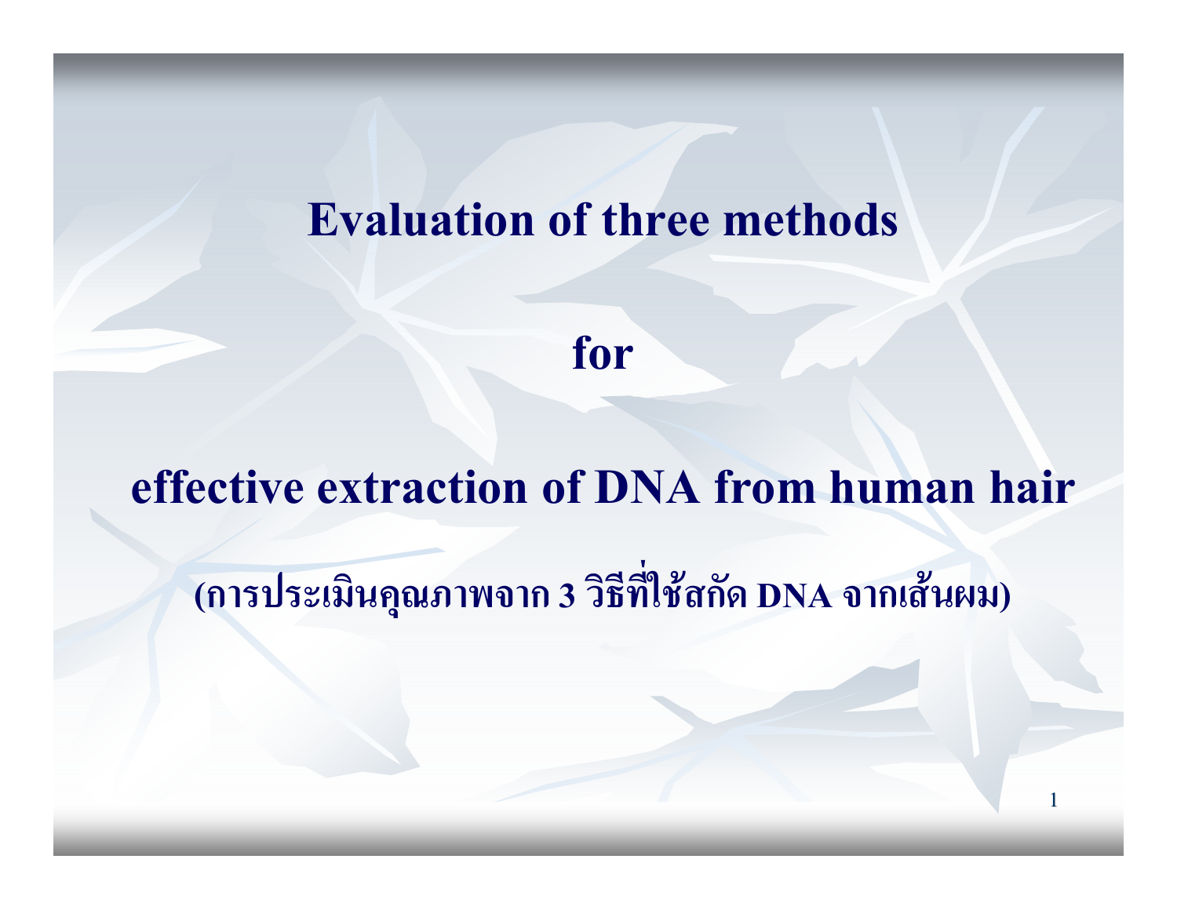# Evaluation of three methods

# for

# effective extraction of DNA from human hair

**(การประเมินคุณภาพจาก 3 วิธีที่ใช้สกัด DNA จากเส้นผม)**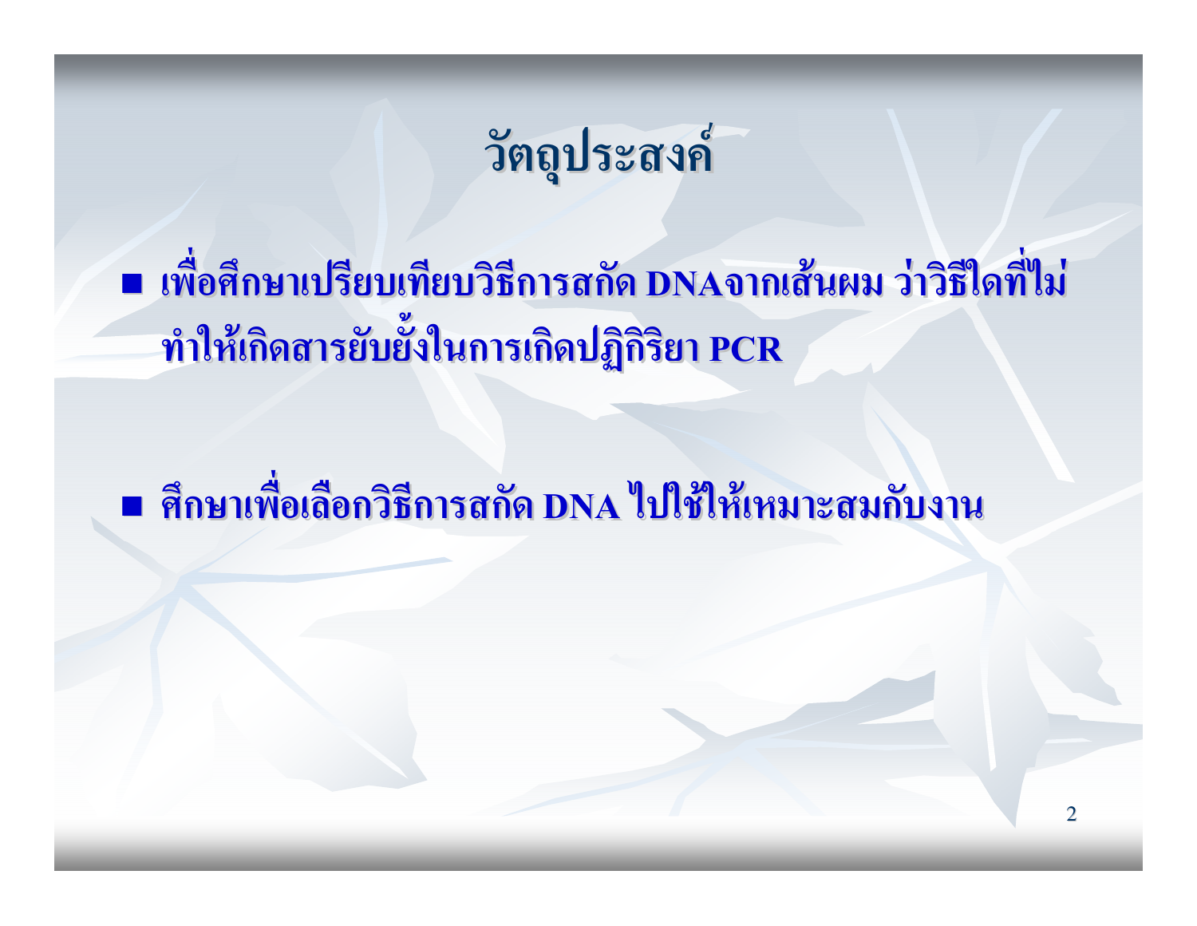# วัตถุประสงค์

- เพื่อศึกษาเปรียบเทียบวิธีการสกัด DNAจากเส้นผม ว่าวิธีใดที่ไม่ทำให้เกิดสารยับยั้งในการเกิดปฏิกิริยา PCR

- ศึกษาเพื่อเลือกวิธีการสกัด DNA ไปใช้ให้เหมาะสมกับงาน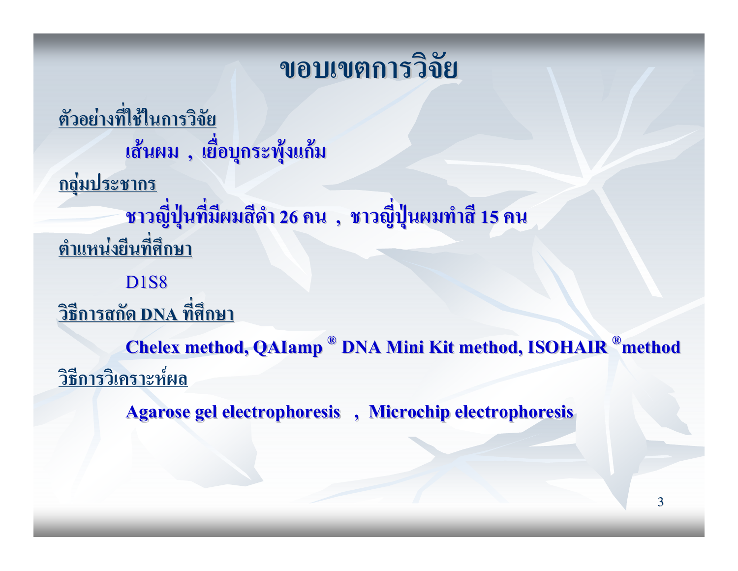# ขอบเขตการวิจัย

<u>ตัวอย่างที่ใช้ในการวิจัย</u>

**เส้นผม , เยื่อบุกระพุ้งแก้ม**

<u>กลุ่มประชากร</u>

**ชาวญี่ปุ่นที่มีผมสีดำ 26 คน , ชาวญี่ปุ่นผมทำสี 15 คน**

<u>ตำแหน่งยีนที่ศึกษา</u>

D1S8

<u>วิธีการสกัด DNA ที่ศึกษา</u>

**Chelex method, QAIamp ® DNA Mini Kit method, ISOHAIR ®method**

<u>วิธีการวิเคราะห์ผล</u>

**Agarose gel electrophoresis , Microchip electrophoresis**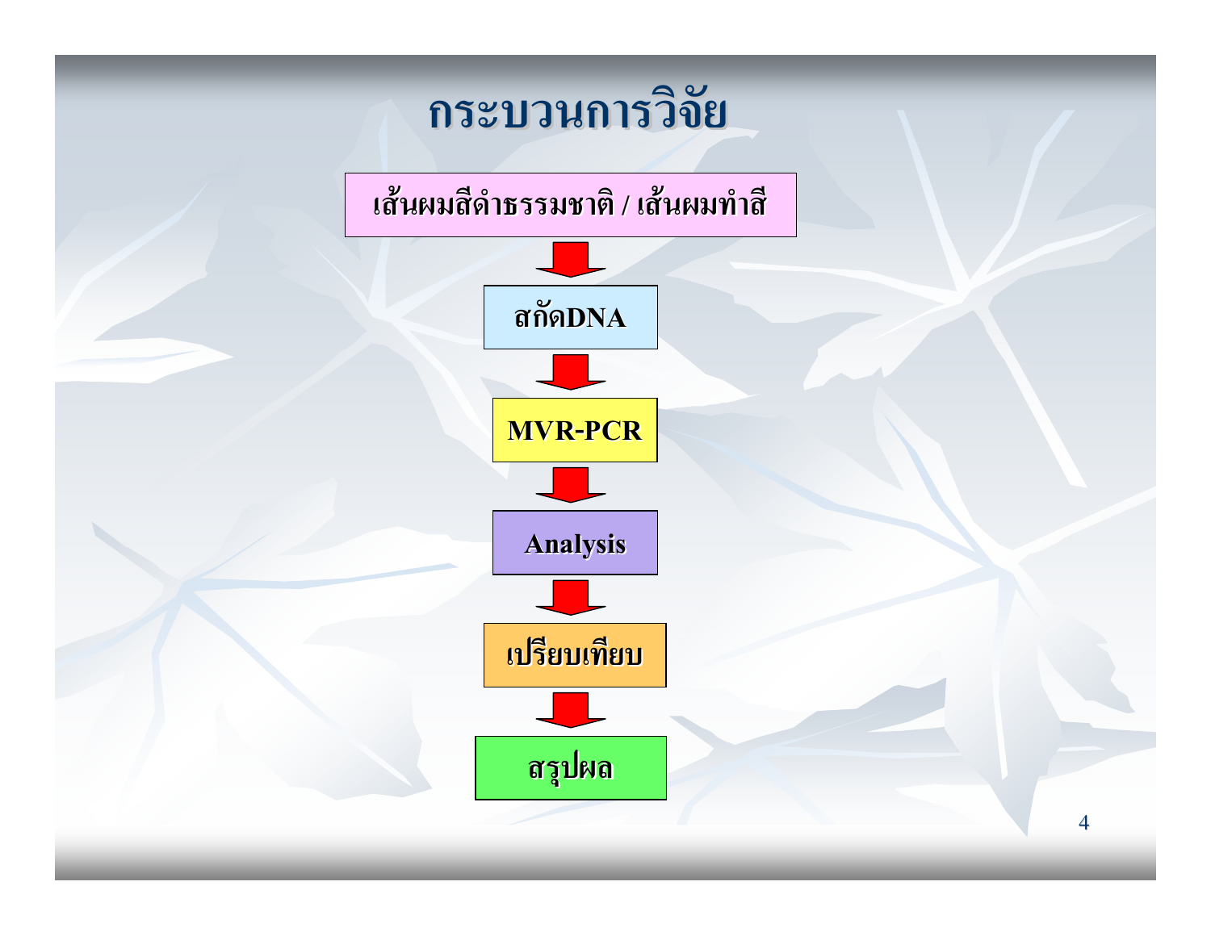# กระบวนการวิจัย

เส้นผมสีดำธรรมชาติ / เส้นผมทำสี

↓

สกัดDNA

↓

MVR-PCR

↓

Analysis

↓

เปรียบเทียบ

↓

สรุปผล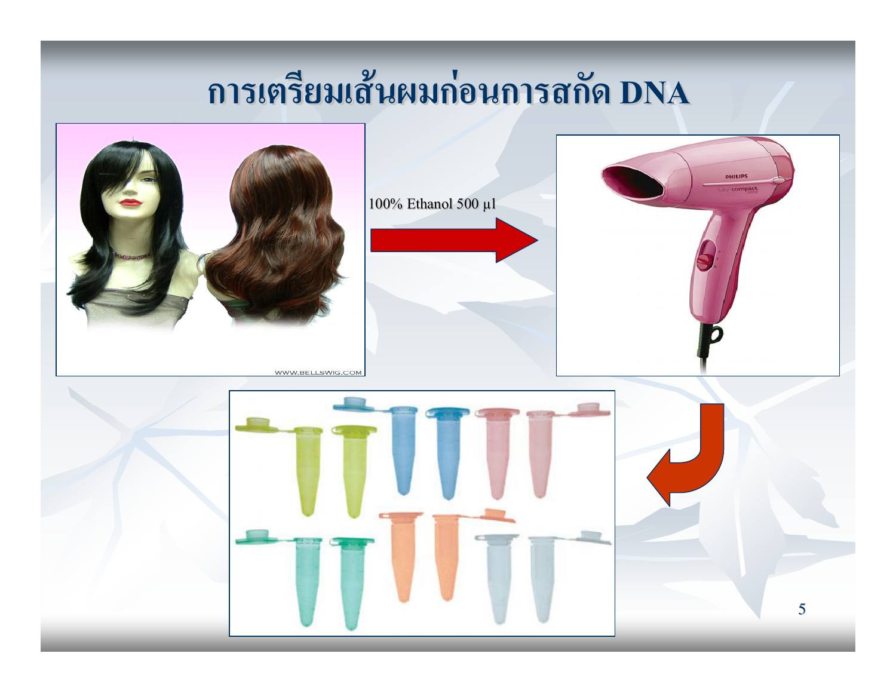# การเตรียมเส้นผมก่อนการสกัด DNA

100% Ethanol 500 µl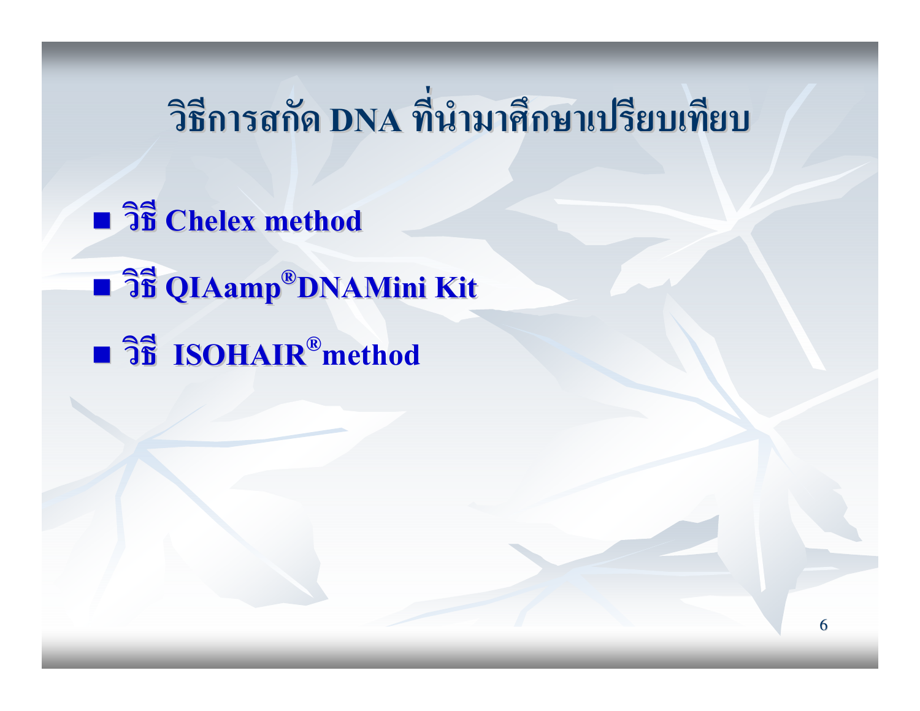# วิธีการสกัด DNA ที่นำมาศึกษาเปรียบเทียบ

- **วิธี Chelex method**
- **วิธี QIAamp® DNAMini Kit**
- **วิธี ISOHAIR® method**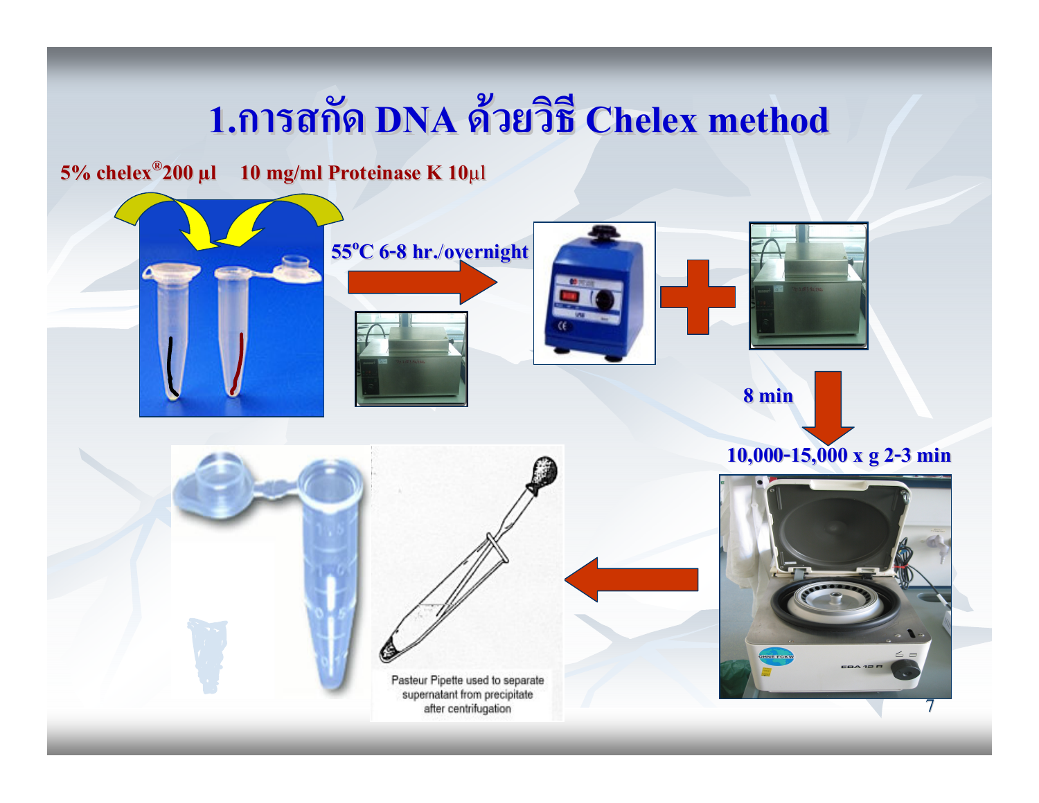# 1.การสกัด DNA ด้วยวิธี Chelex method

5% chelex® 200 µl    10 mg/ml Proteinase K 10µl

55°C 6-8 hr./overnight

8 min

10,000-15,000 x g 2-3 min

Pasteur Pipette used to separate supernatant from precipitate after centrifugation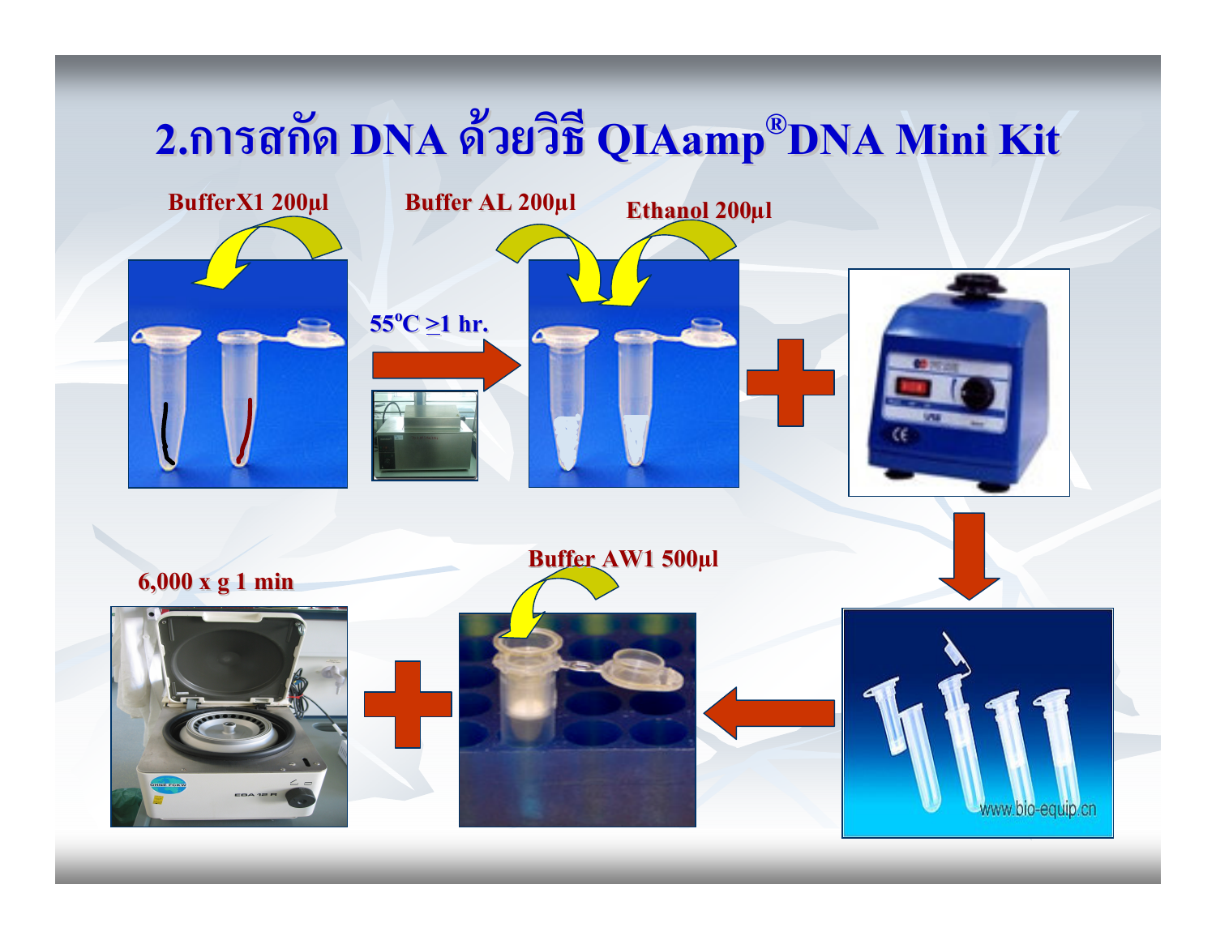# 2.การสกัด DNA ด้วยวิธี QIAamp®DNA Mini Kit

BufferX1 200µl

55°C ≥1 hr.

Buffer AL 200µl

Ethanol 200µl

Buffer AW1 500µl

6,000 x g 1 min

www.bio-equip.cn